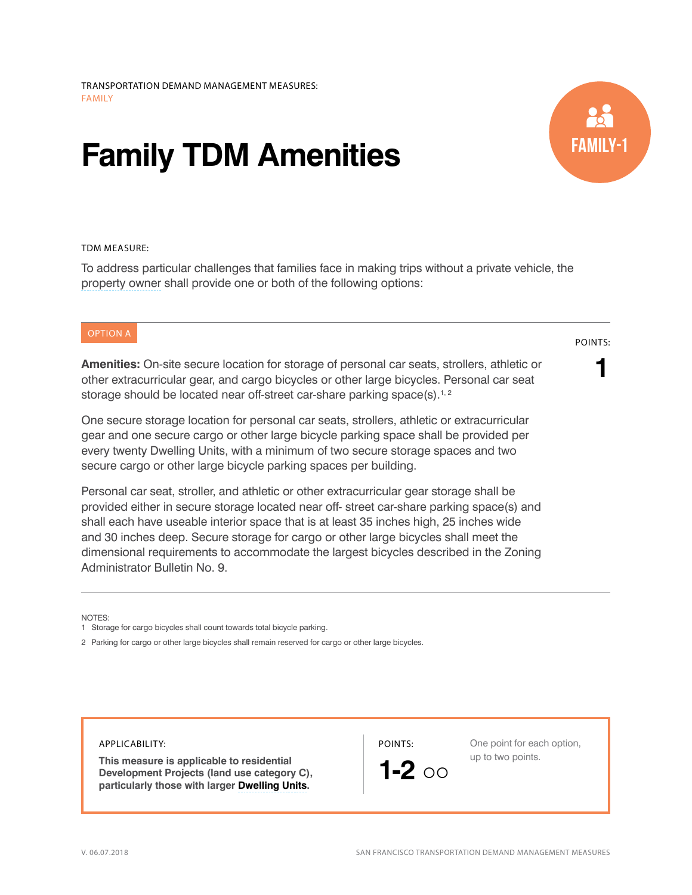TRANSPORTATION DEMAND MANAGEMENT MEASURES:
FAMILY

# Family TDM Amenities

FAMILY-1

TDM MEASURE:

To address particular challenges that families face in making trips without a private vehicle, the property owner shall provide one or both of the following options:

## OPTION A

POINTS: **1**

**Amenities:** On-site secure location for storage of personal car seats, strollers, athletic or other extracurricular gear, and cargo bicycles or other large bicycles. Personal car seat storage should be located near off-street car-share parking space(s).[1, 2]

One secure storage location for personal car seats, strollers, athletic or extracurricular gear and one secure cargo or other large bicycle parking space shall be provided per every twenty Dwelling Units, with a minimum of two secure storage spaces and two secure cargo or other large bicycle parking spaces per building.

Personal car seat, stroller, and athletic or other extracurricular gear storage shall be provided either in secure storage located near off- street car-share parking space(s) and shall each have useable interior space that is at least 35 inches high, 25 inches wide and 30 inches deep. Secure storage for cargo or other large bicycles shall meet the dimensional requirements to accommodate the largest bicycles described in the Zoning Administrator Bulletin No. 9.

NOTES:

1. Storage for cargo bicycles shall count towards total bicycle parking.
2. Parking for cargo or other large bicycles shall remain reserved for cargo or other large bicycles.

APPLICABILITY:

**This measure is applicable to residential Development Projects (land use category C), particularly those with larger Dwelling Units.**

POINTS: **1-2** ○○

One point for each option, up to two points.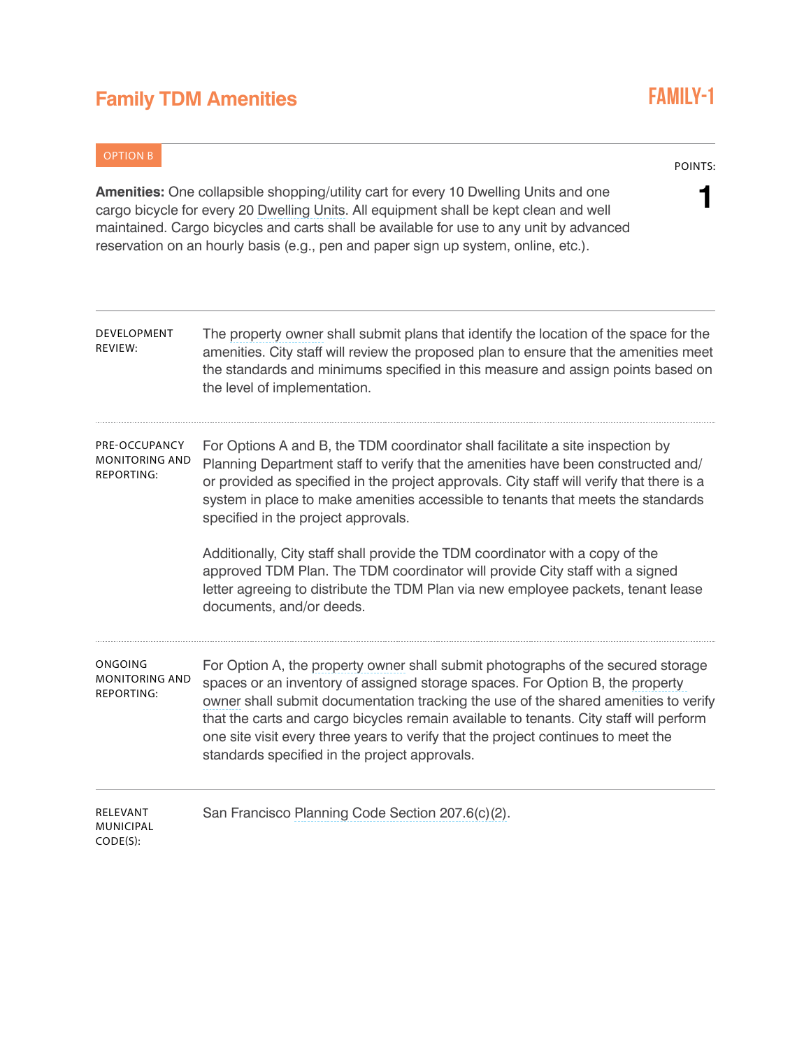## Family TDM Amenities

**FAMILY-1**

OPTION B

POINTS:

**1**

**Amenities:** One collapsible shopping/utility cart for every 10 Dwelling Units and one cargo bicycle for every 20 Dwelling Units. All equipment shall be kept clean and well maintained. Cargo bicycles and carts shall be available for use to any unit by advanced reservation on an hourly basis (e.g., pen and paper sign up system, online, etc.).

| | |
|---|---|
| DEVELOPMENT REVIEW: | The property owner shall submit plans that identify the location of the space for the amenities. City staff will review the proposed plan to ensure that the amenities meet the standards and minimums specified in this measure and assign points based on the level of implementation. |
| PRE-OCCUPANCY MONITORING AND REPORTING: | For Options A and B, the TDM coordinator shall facilitate a site inspection by Planning Department staff to verify that the amenities have been constructed and/or provided as specified in the project approvals. City staff will verify that there is a system in place to make amenities accessible to tenants that meets the standards specified in the project approvals.<br><br>Additionally, City staff shall provide the TDM coordinator with a copy of the approved TDM Plan. The TDM coordinator will provide City staff with a signed letter agreeing to distribute the TDM Plan via new employee packets, tenant lease documents, and/or deeds. |
| ONGOING MONITORING AND REPORTING: | For Option A, the property owner shall submit photographs of the secured storage spaces or an inventory of assigned storage spaces. For Option B, the property owner shall submit documentation tracking the use of the shared amenities to verify that the carts and cargo bicycles remain available to tenants. City staff will perform one site visit every three years to verify that the project continues to meet the standards specified in the project approvals. |
| RELEVANT MUNICIPAL CODE(S): | San Francisco Planning Code Section 207.6(c)(2). |